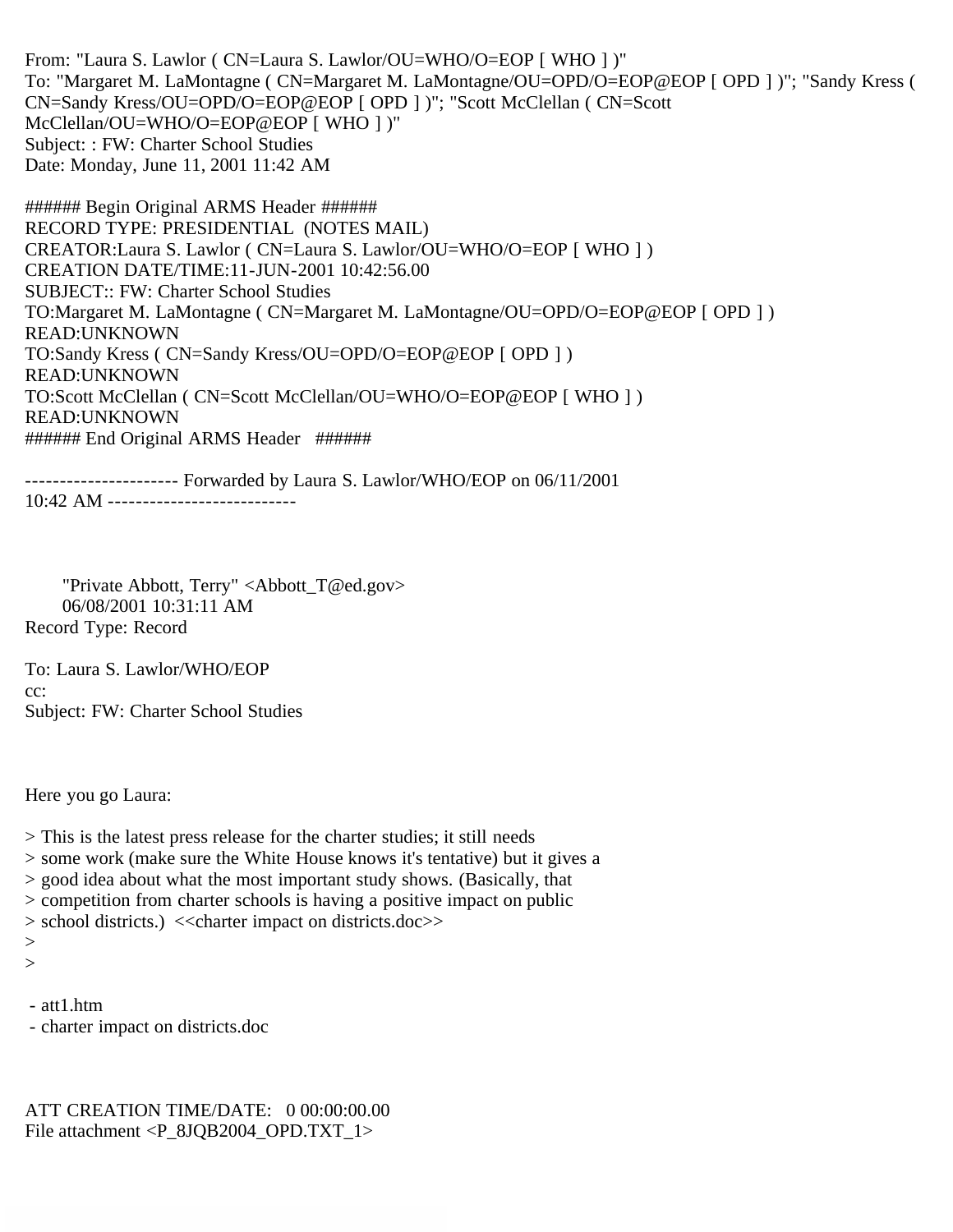From: "Laura S. Lawlor ( CN=Laura S. Lawlor/OU=WHO/O=EOP [ WHO ] )"
To: "Margaret M. LaMontagne ( CN=Margaret M. LaMontagne/OU=OPD/O=EOP@EOP [ OPD ] )"; "Sandy Kress ( CN=Sandy Kress/OU=OPD/O=EOP@EOP [ OPD ] )"; "Scott McClellan ( CN=Scott McClellan/OU=WHO/O=EOP@EOP [ WHO ] )"
Subject: : FW: Charter School Studies
Date: Monday, June 11, 2001 11:42 AM

###### Begin Original ARMS Header ######
RECORD TYPE: PRESIDENTIAL (NOTES MAIL)
CREATOR:Laura S. Lawlor ( CN=Laura S. Lawlor/OU=WHO/O=EOP [ WHO ] )
CREATION DATE/TIME:11-JUN-2001 10:42:56.00
SUBJECT:: FW: Charter School Studies
TO:Margaret M. LaMontagne ( CN=Margaret M. LaMontagne/OU=OPD/O=EOP@EOP [ OPD ] )
READ:UNKNOWN
TO:Sandy Kress ( CN=Sandy Kress/OU=OPD/O=EOP@EOP [ OPD ] )
READ:UNKNOWN
TO:Scott McClellan ( CN=Scott McClellan/OU=WHO/O=EOP@EOP [ WHO ] )
READ:UNKNOWN
###### End Original ARMS Header ######

---------------------- Forwarded by Laura S. Lawlor/WHO/EOP on 06/11/2001 10:42 AM ---------------------------

"Private Abbott, Terry" <Abbott_T@ed.gov>
06/08/2001 10:31:11 AM
Record Type: Record

To: Laura S. Lawlor/WHO/EOP
cc:
Subject: FW: Charter School Studies

Here you go Laura:

> This is the latest press release for the charter studies; it still needs
> some work (make sure the White House knows it's tentative) but it gives a
> good idea about what the most important study shows. (Basically, that
> competition from charter schools is having a positive impact on public
> school districts.) <<charter impact on districts.doc>>
>
>

- att1.htm
- charter impact on districts.doc

ATT CREATION TIME/DATE: 0 00:00:00.00
File attachment <P_8JQB2004_OPD.TXT_1>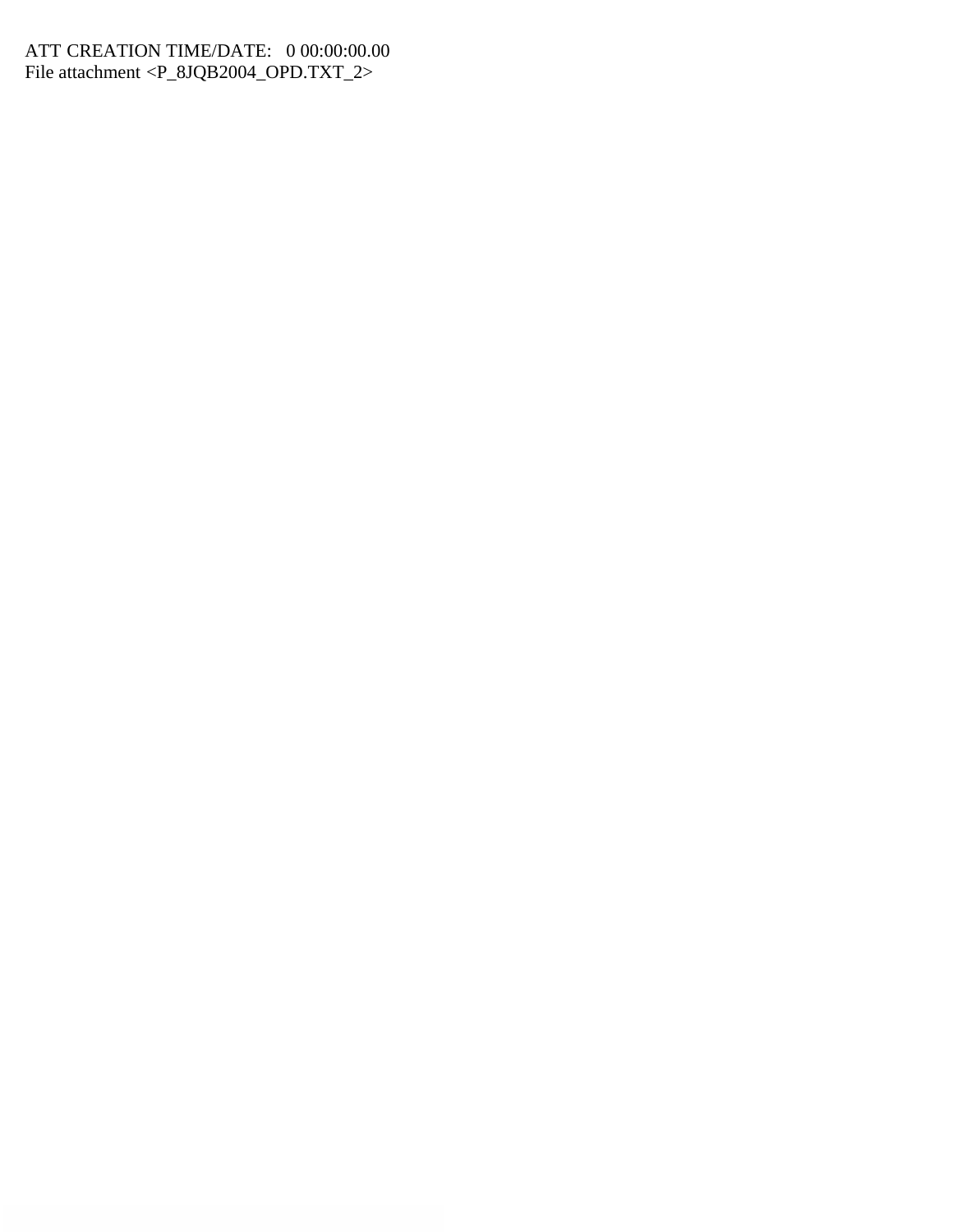ATT CREATION TIME/DATE: 0 00:00:00.00
File attachment <P_8JQB2004_OPD.TXT_2>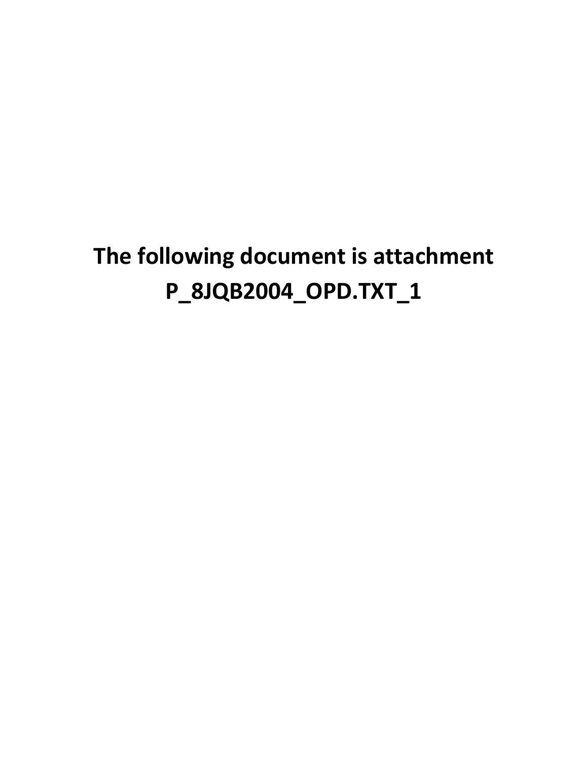**The following document is attachment P_8JQB2004_OPD.TXT_1**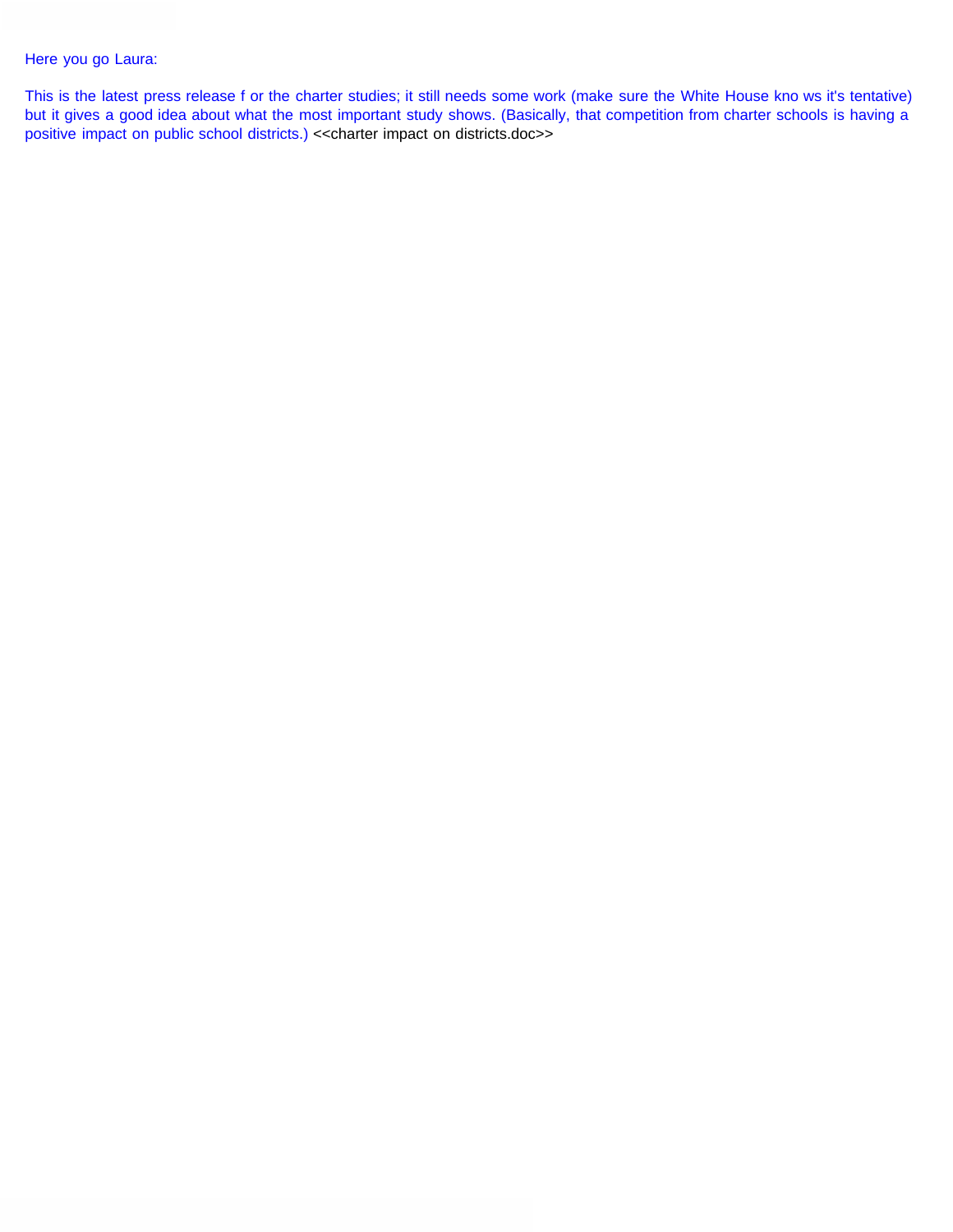Here you go Laura:

This is the latest press release f or the charter studies; it still needs some work (make sure the White House kno ws it's tentative) but it gives a good idea about what the most important study shows. (Basically, that competition from charter schools is having a positive impact on public school districts.) <<charter impact on districts.doc>>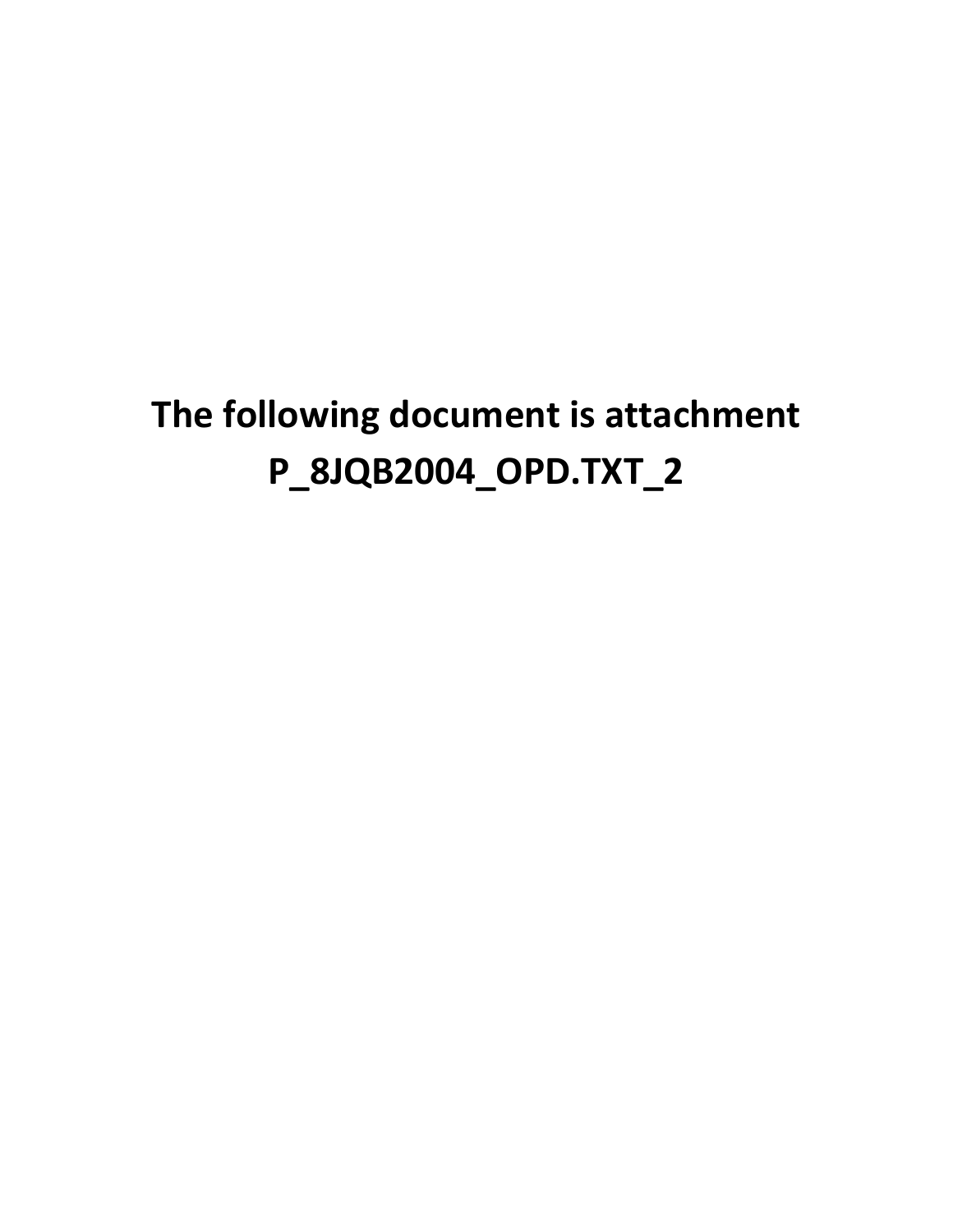**The following document is attachment P_8JQB2004_OPD.TXT_2**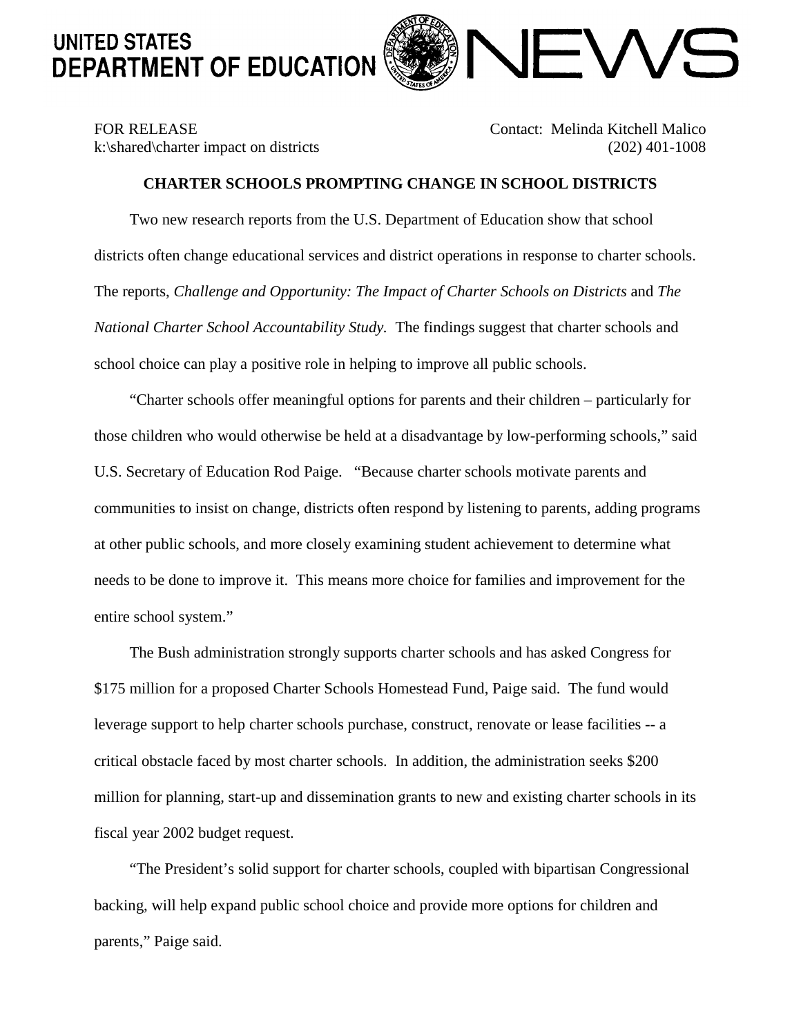# UNITED STATES DEPARTMENT OF EDUCATION NEWS

FOR RELEASE
k:\shared\charter impact on districts

Contact: Melinda Kitchell Malico
(202) 401-1008

**CHARTER SCHOOLS PROMPTING CHANGE IN SCHOOL DISTRICTS**

Two new research reports from the U.S. Department of Education show that school districts often change educational services and district operations in response to charter schools. The reports, *Challenge and Opportunity: The Impact of Charter Schools on Districts* and *The National Charter School Accountability Study.* The findings suggest that charter schools and school choice can play a positive role in helping to improve all public schools.

"Charter schools offer meaningful options for parents and their children – particularly for those children who would otherwise be held at a disadvantage by low-performing schools," said U.S. Secretary of Education Rod Paige. "Because charter schools motivate parents and communities to insist on change, districts often respond by listening to parents, adding programs at other public schools, and more closely examining student achievement to determine what needs to be done to improve it. This means more choice for families and improvement for the entire school system."

The Bush administration strongly supports charter schools and has asked Congress for $175 million for a proposed Charter Schools Homestead Fund, Paige said. The fund would leverage support to help charter schools purchase, construct, renovate or lease facilities -- a critical obstacle faced by most charter schools. In addition, the administration seeks $200 million for planning, start-up and dissemination grants to new and existing charter schools in its fiscal year 2002 budget request.

"The President's solid support for charter schools, coupled with bipartisan Congressional backing, will help expand public school choice and provide more options for children and parents," Paige said.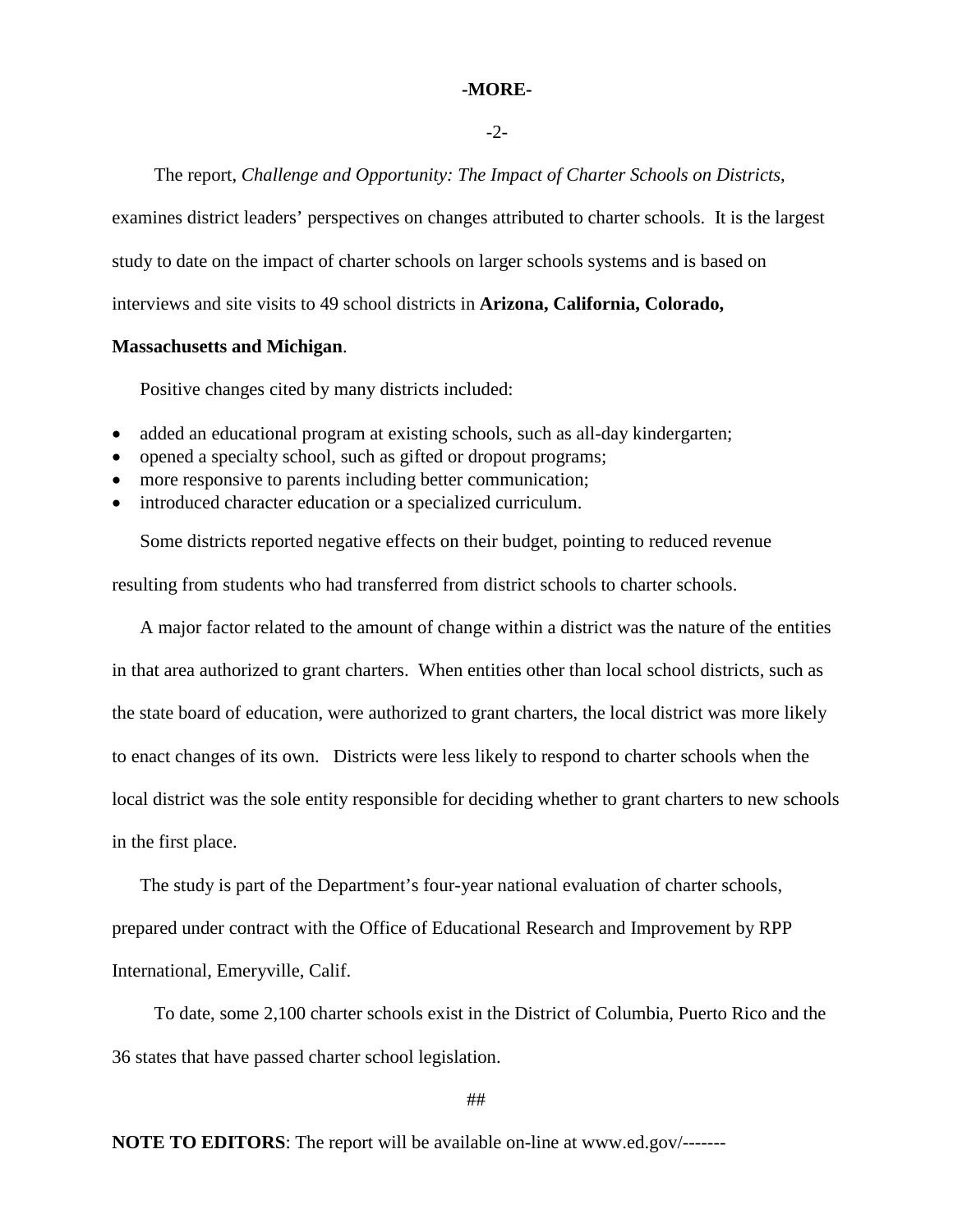The report, *Challenge and Opportunity: The Impact of Charter Schools on Districts*, examines district leaders' perspectives on changes attributed to charter schools. It is the largest study to date on the impact of charter schools on larger schools systems and is based on interviews and site visits to 49 school districts in **Arizona, California, Colorado, Massachusetts and Michigan**.

Positive changes cited by many districts included:

- added an educational program at existing schools, such as all-day kindergarten;
- opened a specialty school, such as gifted or dropout programs;
- more responsive to parents including better communication;
- introduced character education or a specialized curriculum.

Some districts reported negative effects on their budget, pointing to reduced revenue resulting from students who had transferred from district schools to charter schools.

A major factor related to the amount of change within a district was the nature of the entities in that area authorized to grant charters. When entities other than local school districts, such as the state board of education, were authorized to grant charters, the local district was more likely to enact changes of its own. Districts were less likely to respond to charter schools when the local district was the sole entity responsible for deciding whether to grant charters to new schools in the first place.

The study is part of the Department's four-year national evaluation of charter schools, prepared under contract with the Office of Educational Research and Improvement by RPP International, Emeryville, Calif.

To date, some 2,100 charter schools exist in the District of Columbia, Puerto Rico and the 36 states that have passed charter school legislation.

##

**NOTE TO EDITORS**: The report will be available on-line at www.ed.gov/-------